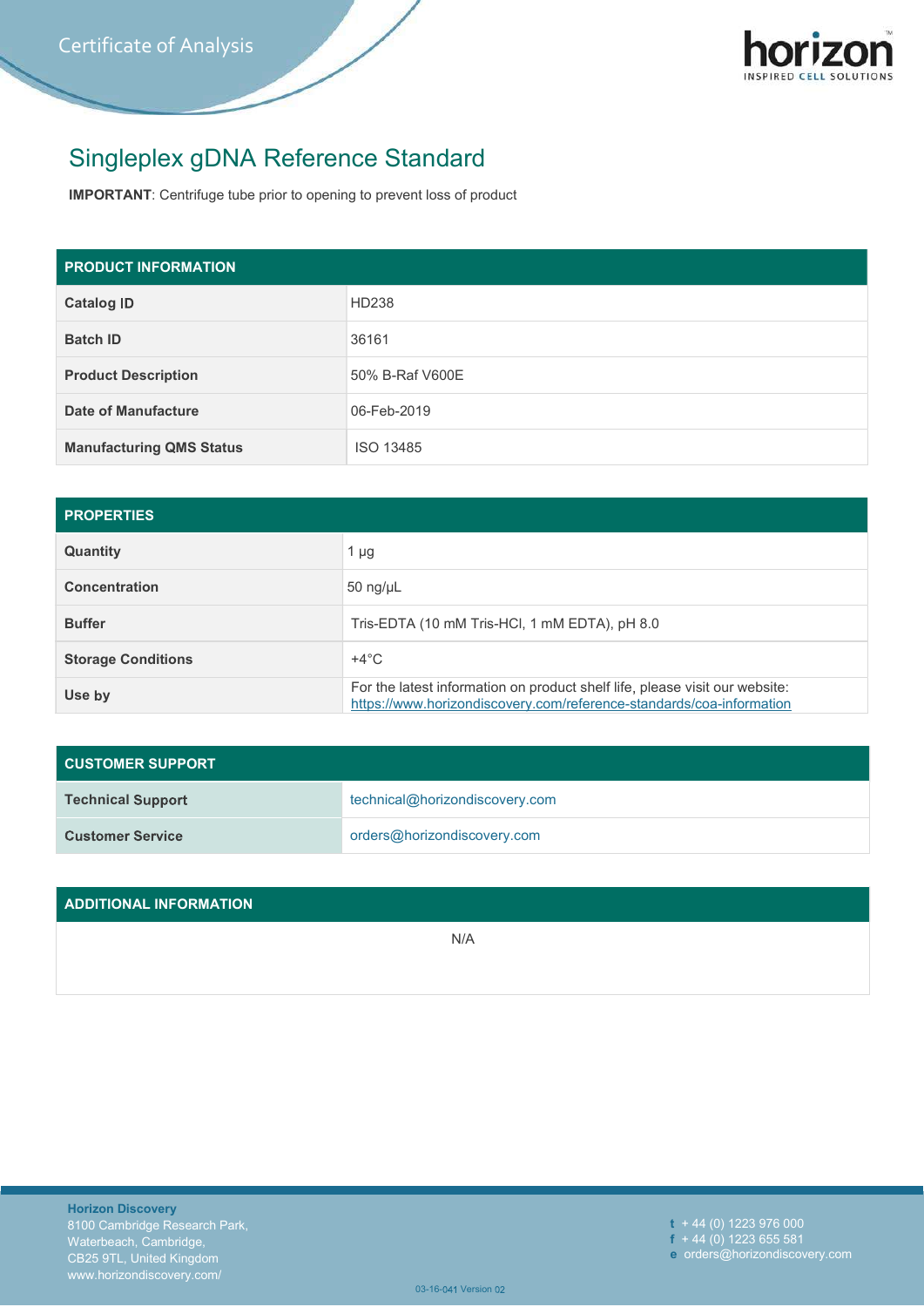Certificate of Analysis

# Singleplex gDNA Reference Standard

**IMPORTANT**: Centrifuge tube prior to opening to prevent loss of product

| PRODUCT INFORMATION | |
|---|---|
| **Catalog ID** | HD238 |
| **Batch ID** | 36161 |
| **Product Description** | 50% B-Raf V600E |
| **Date of Manufacture** | 06-Feb-2019 |
| **Manufacturing QMS Status** | ISO 13485 |

| PROPERTIES | |
|---|---|
| **Quantity** | 1 µg |
| **Concentration** | 50 ng/µL |
| **Buffer** | Tris-EDTA (10 mM Tris-HCl, 1 mM EDTA), pH 8.0 |
| **Storage Conditions** | +4°C |
| **Use by** | For the latest information on product shelf life, please visit our website: https://www.horizondiscovery.com/reference-standards/coa-information |

| CUSTOMER SUPPORT | |
|---|---|
| **Technical Support** | technical@horizondiscovery.com |
| **Customer Service** | orders@horizondiscovery.com |

| ADDITIONAL INFORMATION |
|---|
| N/A |

**Horizon Discovery**
8100 Cambridge Research Park,
Waterbeach, Cambridge,
CB25 9TL, United Kingdom
www.horizondiscovery.com/

**t** + 44 (0) 1223 976 000
**f** + 44 (0) 1223 655 581
**e** orders@horizondiscovery.com

03-16-041 Version 02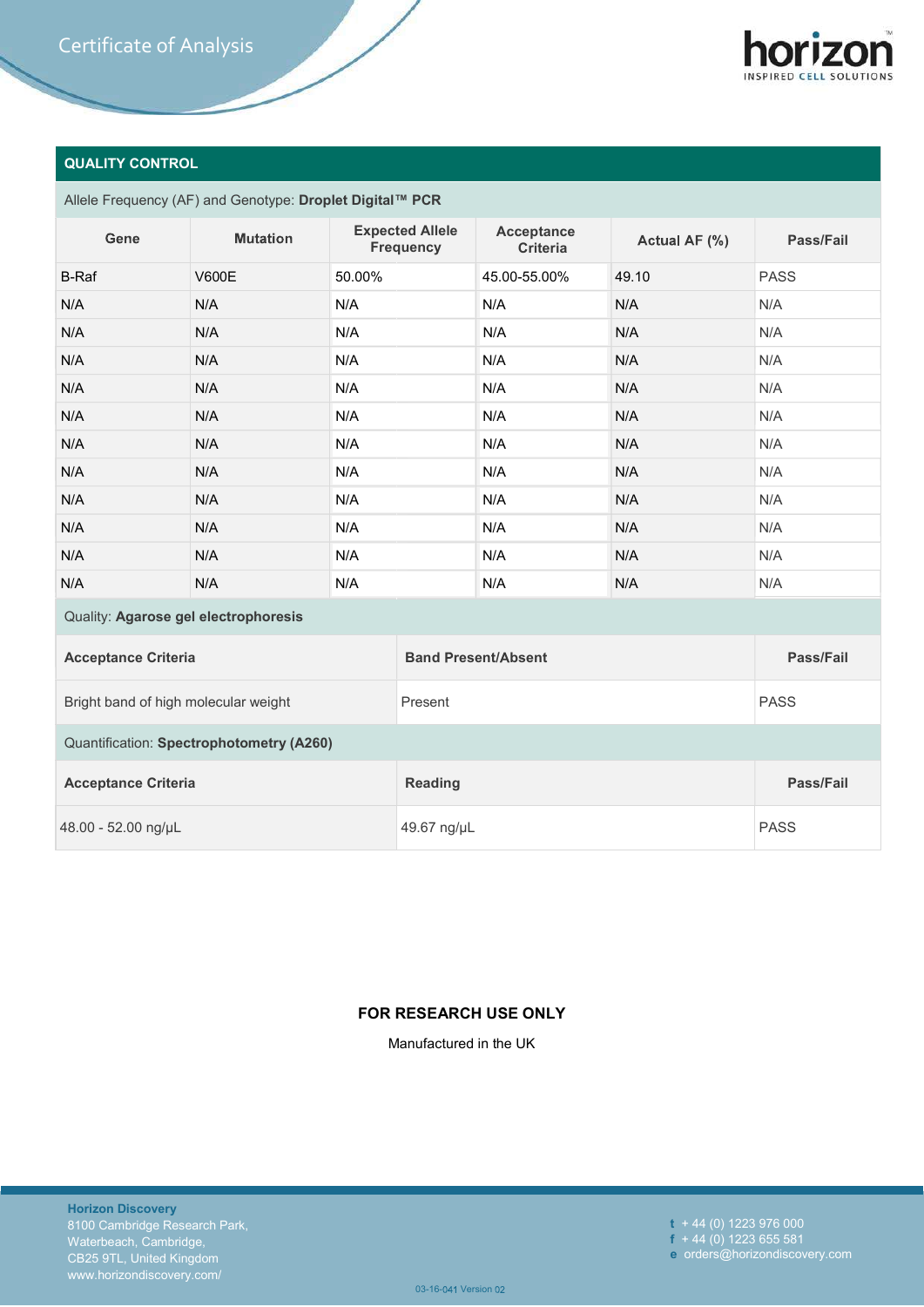# Certificate of Analysis

## QUALITY CONTROL

Allele Frequency (AF) and Genotype: **Droplet Digital™ PCR**

| Gene | Mutation | Expected Allele Frequency | Acceptance Criteria | Actual AF (%) | Pass/Fail |
|---|---|---|---|---|---|
| B-Raf | V600E | 50.00% | 45.00-55.00% | 49.10 | PASS |
| N/A | N/A | N/A | N/A | N/A | N/A |
| N/A | N/A | N/A | N/A | N/A | N/A |
| N/A | N/A | N/A | N/A | N/A | N/A |
| N/A | N/A | N/A | N/A | N/A | N/A |
| N/A | N/A | N/A | N/A | N/A | N/A |
| N/A | N/A | N/A | N/A | N/A | N/A |
| N/A | N/A | N/A | N/A | N/A | N/A |
| N/A | N/A | N/A | N/A | N/A | N/A |
| N/A | N/A | N/A | N/A | N/A | N/A |
| N/A | N/A | N/A | N/A | N/A | N/A |
| N/A | N/A | N/A | N/A | N/A | N/A |

Quality: **Agarose gel electrophoresis**

| Acceptance Criteria | Band Present/Absent | Pass/Fail |
|---|---|---|
| Bright band of high molecular weight | Present | PASS |

Quantification: **Spectrophotometry (A260)**

| Acceptance Criteria | Reading | Pass/Fail |
|---|---|---|
| 48.00 - 52.00 ng/µL | 49.67 ng/µL | PASS |

**FOR RESEARCH USE ONLY**

Manufactured in the UK

**Horizon Discovery**
8100 Cambridge Research Park,
Waterbeach, Cambridge,
CB25 9TL, United Kingdom
www.horizondiscovery.com/

t + 44 (0) 1223 976 000
f + 44 (0) 1223 655 581
e orders@horizondiscovery.com

03-16-041 Version 02